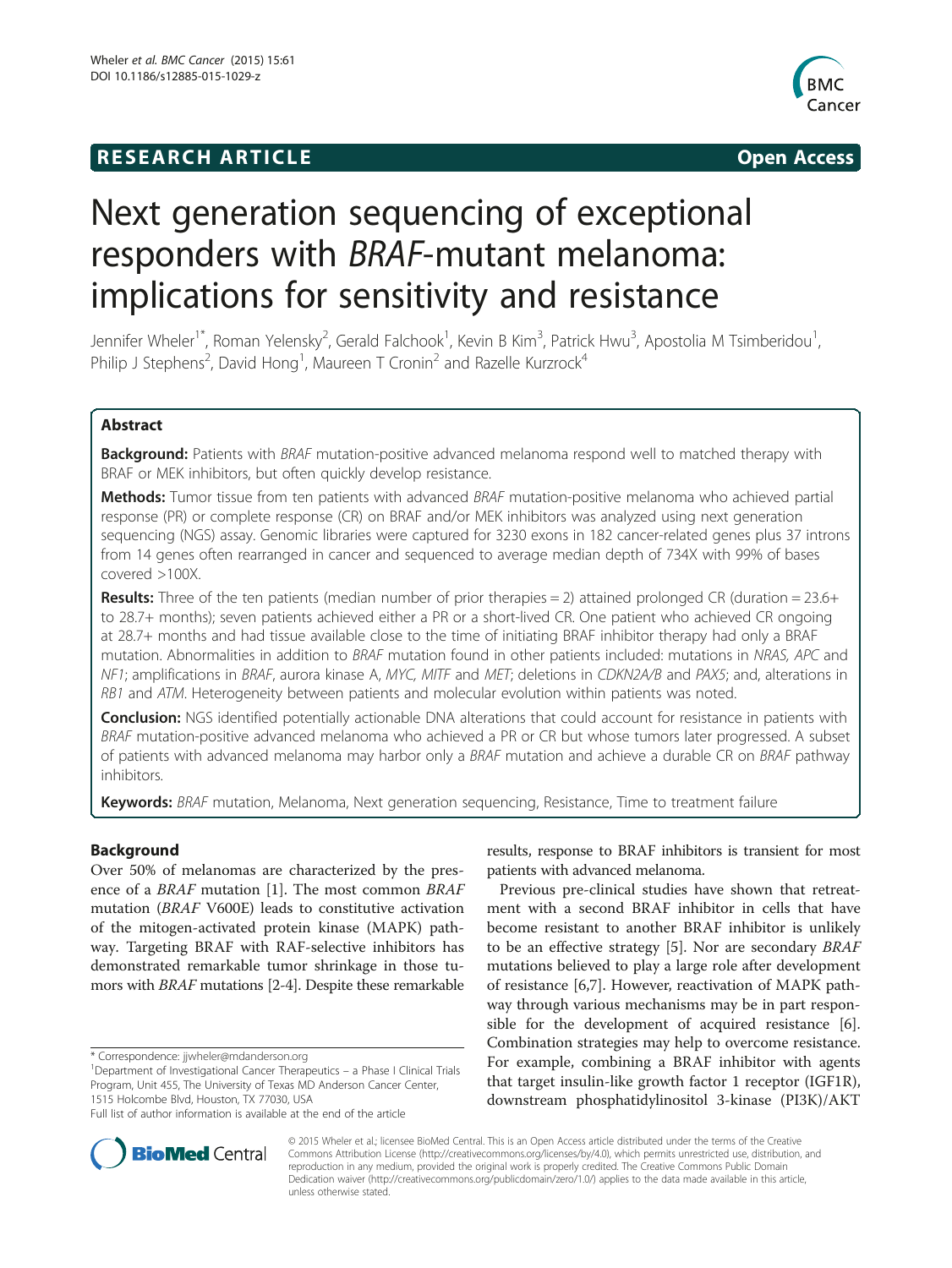**RESEARCH ARTICLE** **Open Access**

# Next generation sequencing of exceptional responders with *BRAF*-mutant melanoma: implications for sensitivity and resistance

Jennifer Wheler[1*], Roman Yelensky[2], Gerald Falchook[1], Kevin B Kim[3], Patrick Hwu[3], Apostolia M Tsimberidou[1], Philip J Stephens[2], David Hong[1], Maureen T Cronin[2] and Razelle Kurzrock[4]

## Abstract

**Background:** Patients with *BRAF* mutation-positive advanced melanoma respond well to matched therapy with BRAF or MEK inhibitors, but often quickly develop resistance.

**Methods:** Tumor tissue from ten patients with advanced *BRAF* mutation-positive melanoma who achieved partial response (PR) or complete response (CR) on BRAF and/or MEK inhibitors was analyzed using next generation sequencing (NGS) assay. Genomic libraries were captured for 3230 exons in 182 cancer-related genes plus 37 introns from 14 genes often rearranged in cancer and sequenced to average median depth of 734X with 99% of bases covered >100X.

**Results:** Three of the ten patients (median number of prior therapies = 2) attained prolonged CR (duration = 23.6+ to 28.7+ months); seven patients achieved either a PR or a short-lived CR. One patient who achieved CR ongoing at 28.7+ months and had tissue available close to the time of initiating BRAF inhibitor therapy had only a BRAF mutation. Abnormalities in addition to *BRAF* mutation found in other patients included: mutations in *NRAS, APC* and *NF1*; amplifications in *BRAF*, aurora kinase A, *MYC, MITF* and *MET*; deletions in *CDKN2A/B* and *PAX5*; and, alterations in *RB1* and *ATM*. Heterogeneity between patients and molecular evolution within patients was noted.

**Conclusion:** NGS identified potentially actionable DNA alterations that could account for resistance in patients with *BRAF* mutation-positive advanced melanoma who achieved a PR or CR but whose tumors later progressed. A subset of patients with advanced melanoma may harbor only a *BRAF* mutation and achieve a durable CR on *BRAF* pathway inhibitors.

**Keywords:** *BRAF* mutation, Melanoma, Next generation sequencing, Resistance, Time to treatment failure

## Background

Over 50% of melanomas are characterized by the presence of a *BRAF* mutation [1]. The most common *BRAF* mutation (*BRAF* V600E) leads to constitutive activation of the mitogen-activated protein kinase (MAPK) pathway. Targeting BRAF with RAF-selective inhibitors has demonstrated remarkable tumor shrinkage in those tumors with *BRAF* mutations [2-4]. Despite these remarkable results, response to BRAF inhibitors is transient for most patients with advanced melanoma.

Previous pre-clinical studies have shown that retreatment with a second BRAF inhibitor in cells that have become resistant to another BRAF inhibitor is unlikely to be an effective strategy [5]. Nor are secondary *BRAF* mutations believed to play a large role after development of resistance [6,7]. However, reactivation of MAPK pathway through various mechanisms may be in part responsible for the development of acquired resistance [6]. Combination strategies may help to overcome resistance. For example, combining a BRAF inhibitor with agents that target insulin-like growth factor 1 receptor (IGF1R), downstream phosphatidylinositol 3-kinase (PI3K)/AKT

\* Correspondence: jjwheler@mdanderson.org
[1]Department of Investigational Cancer Therapeutics – a Phase I Clinical Trials Program, Unit 455, The University of Texas MD Anderson Cancer Center, 1515 Holcombe Blvd, Houston, TX 77030, USA
Full list of author information is available at the end of the article

© 2015 Wheler et al.; licensee BioMed Central. This is an Open Access article distributed under the terms of the Creative Commons Attribution License (http://creativecommons.org/licenses/by/4.0), which permits unrestricted use, distribution, and reproduction in any medium, provided the original work is properly credited. The Creative Commons Public Domain Dedication waiver (http://creativecommons.org/publicdomain/zero/1.0/) applies to the data made available in this article, unless otherwise stated.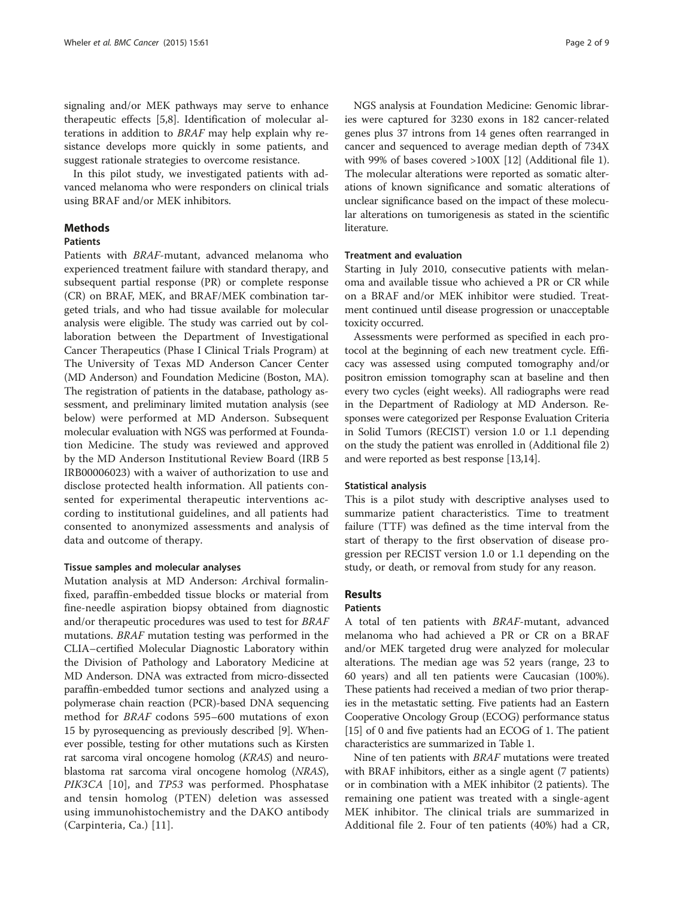signaling and/or MEK pathways may serve to enhance therapeutic effects [5,8]. Identification of molecular alterations in addition to *BRAF* may help explain why resistance develops more quickly in some patients, and suggest rationale strategies to overcome resistance.

In this pilot study, we investigated patients with advanced melanoma who were responders on clinical trials using BRAF and/or MEK inhibitors.

## Methods

### Patients

Patients with *BRAF*-mutant, advanced melanoma who experienced treatment failure with standard therapy, and subsequent partial response (PR) or complete response (CR) on BRAF, MEK, and BRAF/MEK combination targeted trials, and who had tissue available for molecular analysis were eligible. The study was carried out by collaboration between the Department of Investigational Cancer Therapeutics (Phase I Clinical Trials Program) at The University of Texas MD Anderson Cancer Center (MD Anderson) and Foundation Medicine (Boston, MA). The registration of patients in the database, pathology assessment, and preliminary limited mutation analysis (see below) were performed at MD Anderson. Subsequent molecular evaluation with NGS was performed at Foundation Medicine. The study was reviewed and approved by the MD Anderson Institutional Review Board (IRB 5 IRB00006023) with a waiver of authorization to use and disclose protected health information. All patients consented for experimental therapeutic interventions according to institutional guidelines, and all patients had consented to anonymized assessments and analysis of data and outcome of therapy.

#### Tissue samples and molecular analyses

Mutation analysis at MD Anderson: Archival formalin-fixed, paraffin-embedded tissue blocks or material from fine-needle aspiration biopsy obtained from diagnostic and/or therapeutic procedures was used to test for *BRAF* mutations. *BRAF* mutation testing was performed in the CLIA–certified Molecular Diagnostic Laboratory within the Division of Pathology and Laboratory Medicine at MD Anderson. DNA was extracted from micro-dissected paraffin-embedded tumor sections and analyzed using a polymerase chain reaction (PCR)-based DNA sequencing method for *BRAF* codons 595–600 mutations of exon 15 by pyrosequencing as previously described [9]. Whenever possible, testing for other mutations such as Kirsten rat sarcoma viral oncogene homolog (*KRAS*) and neuroblastoma rat sarcoma viral oncogene homolog (*NRAS*), *PIK3CA* [10], and *TP53* was performed. Phosphatase and tensin homolog (PTEN) deletion was assessed using immunohistochemistry and the DAKO antibody (Carpinteria, Ca.) [11].

NGS analysis at Foundation Medicine: Genomic libraries were captured for 3230 exons in 182 cancer-related genes plus 37 introns from 14 genes often rearranged in cancer and sequenced to average median depth of 734X with 99% of bases covered >100X [12] (Additional file 1). The molecular alterations were reported as somatic alterations of known significance and somatic alterations of unclear significance based on the impact of these molecular alterations on tumorigenesis as stated in the scientific literature.

#### Treatment and evaluation

Starting in July 2010, consecutive patients with melanoma and available tissue who achieved a PR or CR while on a BRAF and/or MEK inhibitor were studied. Treatment continued until disease progression or unacceptable toxicity occurred.

Assessments were performed as specified in each protocol at the beginning of each new treatment cycle. Efficacy was assessed using computed tomography and/or positron emission tomography scan at baseline and then every two cycles (eight weeks). All radiographs were read in the Department of Radiology at MD Anderson. Responses were categorized per Response Evaluation Criteria in Solid Tumors (RECIST) version 1.0 or 1.1 depending on the study the patient was enrolled in (Additional file 2) and were reported as best response [13,14].

#### Statistical analysis

This is a pilot study with descriptive analyses used to summarize patient characteristics. Time to treatment failure (TTF) was defined as the time interval from the start of therapy to the first observation of disease progression per RECIST version 1.0 or 1.1 depending on the study, or death, or removal from study for any reason.

## Results

### Patients

A total of ten patients with *BRAF*-mutant, advanced melanoma who had achieved a PR or CR on a BRAF and/or MEK targeted drug were analyzed for molecular alterations. The median age was 52 years (range, 23 to 60 years) and all ten patients were Caucasian (100%). These patients had received a median of two prior therapies in the metastatic setting. Five patients had an Eastern Cooperative Oncology Group (ECOG) performance status [15] of 0 and five patients had an ECOG of 1. The patient characteristics are summarized in Table 1.

Nine of ten patients with *BRAF* mutations were treated with BRAF inhibitors, either as a single agent (7 patients) or in combination with a MEK inhibitor (2 patients). The remaining one patient was treated with a single-agent MEK inhibitor. The clinical trials are summarized in Additional file 2. Four of ten patients (40%) had a CR,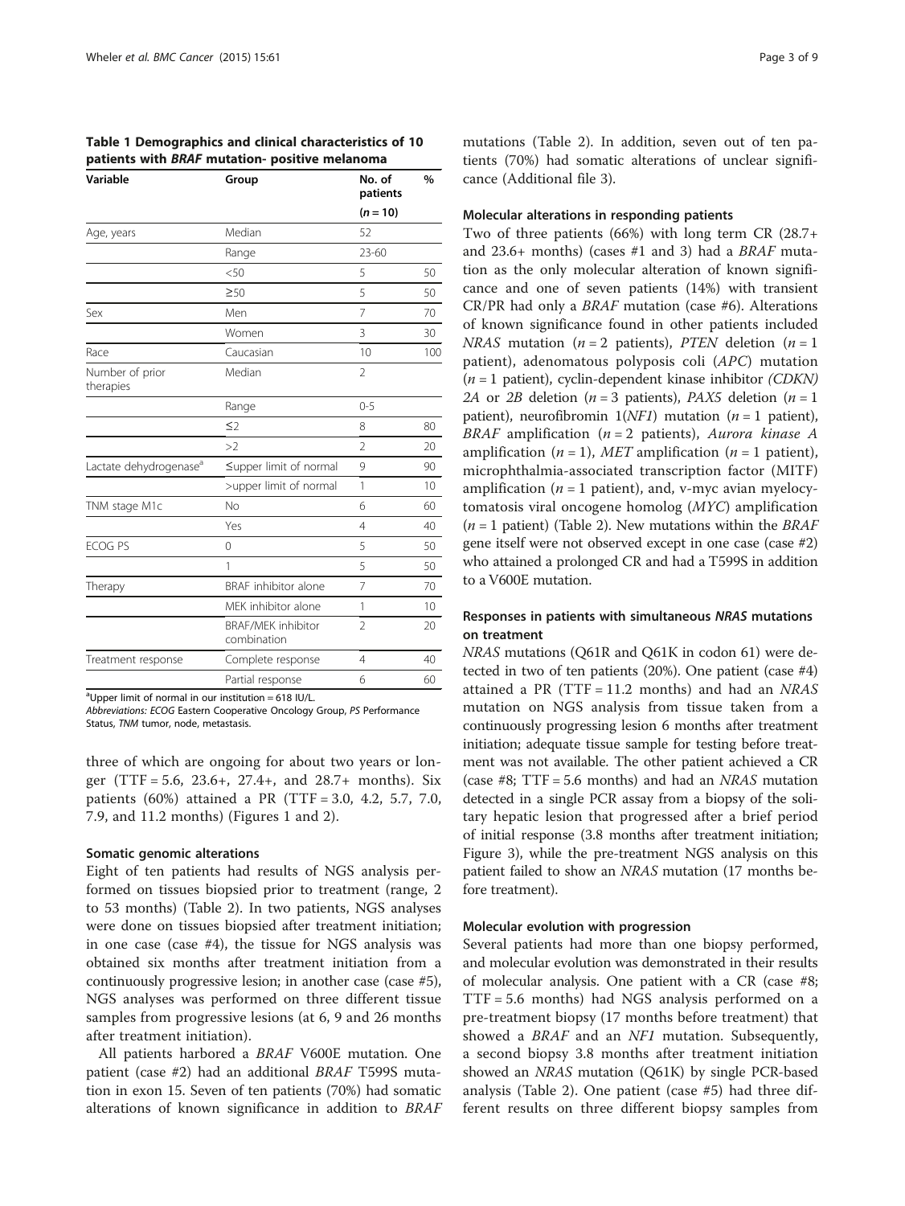**Table 1 Demographics and clinical characteristics of 10 patients with *BRAF* mutation- positive melanoma**

| Variable | Group | No. of patients | % |
|---|---|---|---|
| | | (*n* = 10) | |
| Age, years | Median | 52 | |
| | Range | 23-60 | |
| | <50 | 5 | 50 |
| | ≥50 | 5 | 50 |
| Sex | Men | 7 | 70 |
| | Women | 3 | 30 |
| Race | Caucasian | 10 | 100 |
| Number of prior therapies | Median | 2 | |
| | Range | 0-5 | |
| | ≤2 | 8 | 80 |
| | >2 | 2 | 20 |
| Lactate dehydrogenase[a] | ≤upper limit of normal | 9 | 90 |
| | >upper limit of normal | 1 | 10 |
| TNM stage M1c | No | 6 | 60 |
| | Yes | 4 | 40 |
| ECOG PS | 0 | 5 | 50 |
| | 1 | 5 | 50 |
| Therapy | BRAF inhibitor alone | 7 | 70 |
| | MEK inhibitor alone | 1 | 10 |
| | BRAF/MEK inhibitor combination | 2 | 20 |
| Treatment response | Complete response | 4 | 40 |
| | Partial response | 6 | 60 |

[a]Upper limit of normal in our institution = 618 IU/L.
*Abbreviations: ECOG* Eastern Cooperative Oncology Group, *PS* Performance Status, *TNM* tumor, node, metastasis.

three of which are ongoing for about two years or longer (TTF = 5.6, 23.6+, 27.4+, and 28.7+ months). Six patients (60%) attained a PR (TTF = 3.0, 4.2, 5.7, 7.0, 7.9, and 11.2 months) (Figures 1 and 2).

### Somatic genomic alterations

Eight of ten patients had results of NGS analysis performed on tissues biopsied prior to treatment (range, 2 to 53 months) (Table 2). In two patients, NGS analyses were done on tissues biopsied after treatment initiation; in one case (case #4), the tissue for NGS analysis was obtained six months after treatment initiation from a continuously progressive lesion; in another case (case #5), NGS analyses was performed on three different tissue samples from progressive lesions (at 6, 9 and 26 months after treatment initiation).

All patients harbored a *BRAF* V600E mutation. One patient (case #2) had an additional *BRAF* T599S mutation in exon 15. Seven of ten patients (70%) had somatic alterations of known significance in addition to *BRAF* mutations (Table 2). In addition, seven out of ten patients (70%) had somatic alterations of unclear significance (Additional file 3).

### Molecular alterations in responding patients

Two of three patients (66%) with long term CR (28.7+ and 23.6+ months) (cases #1 and 3) had a *BRAF* mutation as the only molecular alteration of known significance and one of seven patients (14%) with transient CR/PR had only a *BRAF* mutation (case #6). Alterations of known significance found in other patients included *NRAS* mutation (*n* = 2 patients), *PTEN* deletion (*n* = 1 patient), adenomatous polyposis coli (*APC*) mutation (*n* = 1 patient), cyclin-dependent kinase inhibitor *(CDKN) 2A* or *2B* deletion (*n* = 3 patients), *PAX5* deletion (*n* = 1 patient), neurofibromin 1(*NF1*) mutation (*n* = 1 patient), *BRAF* amplification (*n* = 2 patients), *Aurora kinase A* amplification (*n* = 1), *MET* amplification (*n* = 1 patient), microphthalmia-associated transcription factor (MITF) amplification (*n* = 1 patient), and, v-myc avian myelocytomatosis viral oncogene homolog (*MYC*) amplification (*n* = 1 patient) (Table 2). New mutations within the *BRAF* gene itself were not observed except in one case (case #2) who attained a prolonged CR and had a T599S in addition to a V600E mutation.

### Responses in patients with simultaneous *NRAS* mutations on treatment

*NRAS* mutations (Q61R and Q61K in codon 61) were detected in two of ten patients (20%). One patient (case #4) attained a PR (TTF = 11.2 months) and had an *NRAS* mutation on NGS analysis from tissue taken from a continuously progressing lesion 6 months after treatment initiation; adequate tissue sample for testing before treatment was not available. The other patient achieved a CR (case #8; TTF = 5.6 months) and had an *NRAS* mutation detected in a single PCR assay from a biopsy of the solitary hepatic lesion that progressed after a brief period of initial response (3.8 months after treatment initiation; Figure 3), while the pre-treatment NGS analysis on this patient failed to show an *NRAS* mutation (17 months before treatment).

### Molecular evolution with progression

Several patients had more than one biopsy performed, and molecular evolution was demonstrated in their results of molecular analysis. One patient with a CR (case #8; TTF = 5.6 months) had NGS analysis performed on a pre-treatment biopsy (17 months before treatment) that showed a *BRAF* and an *NF1* mutation. Subsequently, a second biopsy 3.8 months after treatment initiation showed an *NRAS* mutation (Q61K) by single PCR-based analysis (Table 2). One patient (case #5) had three different results on three different biopsy samples from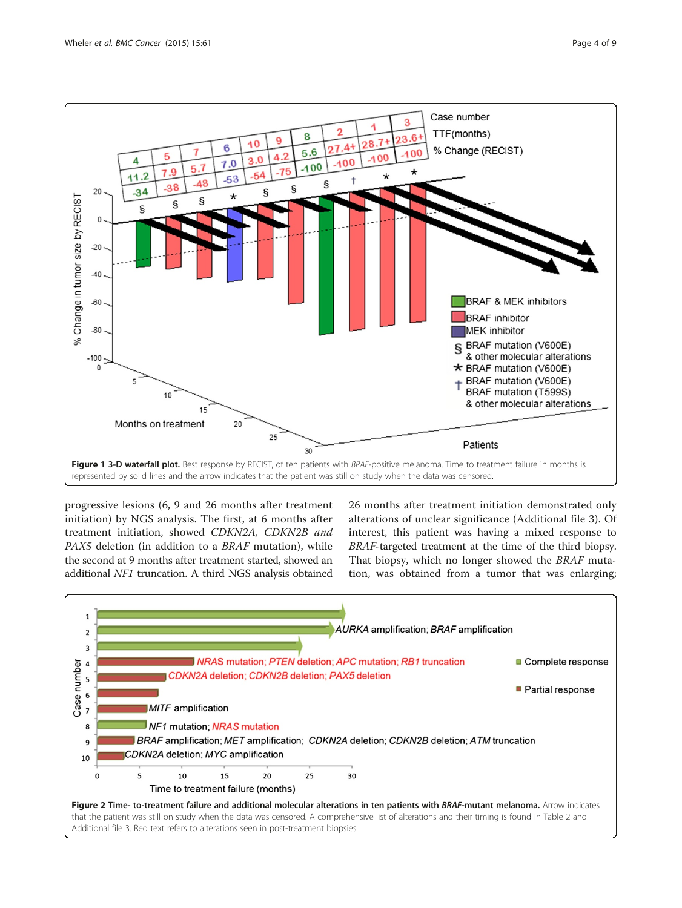**Figure 1 3-D waterfall plot.** Best response by RECIST, of ten patients with *BRAF*-positive melanoma. Time to treatment failure in months is represented by solid lines and the arrow indicates that the patient was still on study when the data was censored.

progressive lesions (6, 9 and 26 months after treatment initiation) by NGS analysis. The first, at 6 months after treatment initiation, showed *CDKN2A, CDKN2B and PAX5* deletion (in addition to a *BRAF* mutation), while the second at 9 months after treatment started, showed an additional *NF1* truncation. A third NGS analysis obtained 26 months after treatment initiation demonstrated only alterations of unclear significance (Additional file 3). Of interest, this patient was having a mixed response to *BRAF*-targeted treatment at the time of the third biopsy. That biopsy, which no longer showed the *BRAF* mutation, was obtained from a tumor that was enlarging;

**Figure 2 Time- to-treatment failure and additional molecular alterations in ten patients with *BRAF*-mutant melanoma.** Arrow indicates that the patient was still on study when the data was censored. A comprehensive list of alterations and their timing is found in Table 2 and Additional file 3. Red text refers to alterations seen in post-treatment biopsies.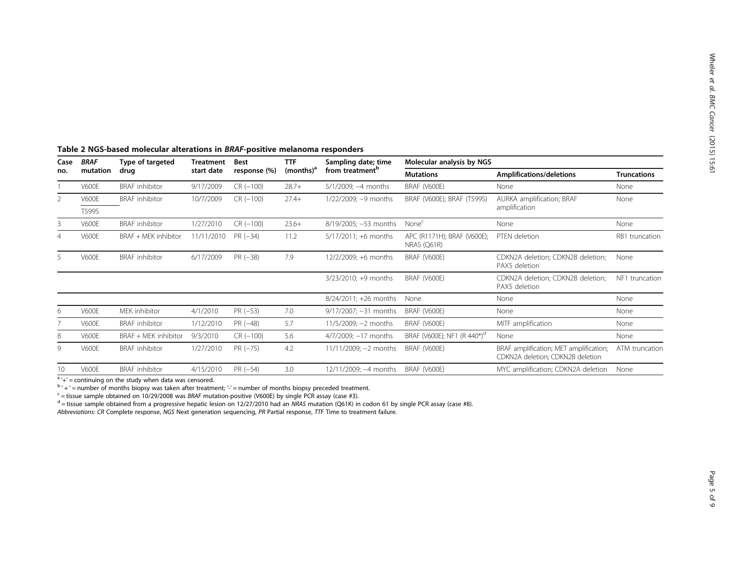**Table 2 NGS-based molecular alterations in *BRAF*-positive melanoma responders**

| Case no. | *BRAF* mutation | Type of targeted drug | Treatment start date | Best response (%) | TTF (months)[a] | Sampling date; time from treatment[b] | Molecular analysis by NGS | | |
|---|---|---|---|---|---|---|---|---|---|
| | | | | | | | Mutations | Amplifications/deletions | Truncations |
| 1 | V600E | BRAF inhibitor | 9/17/2009 | CR (−100) | 28.7+ | 5/1/2009; −4 months | BRAF (V600E) | None | None |
| 2 | V600E<br>T599S | BRAF inhibitor | 10/7/2009 | CR (−100) | 27.4+ | 1/22/2009; −9 months | BRAF (V600E); BRAF (T599S) | AURKA amplification; BRAF amplification | None |
| 3 | V600E | BRAF inhibitor | 1/27/2010 | CR (−100) | 23.6+ | 8/19/2005; −53 months | None[c] | None | None |
| 4 | V600E | BRAF + MEK inhibitor | 11/11/2010 | PR (−34) | 11.2 | 5/17/2011; +6 months | APC (R1171H); BRAF (V600E); NRAS (Q61R) | PTEN deletion | RB1 truncation |
| 5 | V600E | BRAF inhibitor | 6/17/2009 | PR (−38) | 7.9 | 12/2/2009; +6 months | BRAF (V600E) | CDKN2A deletion; CDKN2B deletion; PAX5 deletion | None |
| | | | | | | 3/23/2010; +9 months | BRAF (V600E) | CDKN2A deletion; CDKN2B deletion; PAX5 deletion | NF1 truncation |
| | | | | | | 8/24/2011; +26 months | None | None | None |
| 6 | V600E | MEK inhibitor | 4/1/2010 | PR (−53) | 7.0 | 9/17/2007; −31 months | BRAF (V600E) | None | None |
| 7 | V600E | BRAF inhibitor | 1/12/2010 | PR (−48) | 5.7 | 11/5/2009; −2 months | BRAF (V600E) | MITF amplification | None |
| 8 | V600E | BRAF + MEK inhibitor | 9/3/2010 | CR (−100) | 5.6 | 4/7/2009; −17 months | BRAF (V600E); NF1 (R 440*)[d] | None | None |
| 9 | V600E | BRAF inhibitor | 1/27/2010 | PR (−75) | 4.2 | 11/11/2009; −2 months | BRAF (V600E) | BRAF amplification; MET amplification; CDKN2A deletion; CDKN2B deletion | ATM truncation |
| 10 | V600E | BRAF inhibitor | 4/15/2010 | PR (−54) | 3.0 | 12/11/2009; −4 months | BRAF (V600E) | MYC amplification; CDKN2A deletion | None |

[a] '+' = continuing on the study when data was censored.
[b] ' + ' = number of months biopsy was taken after treatment; '-' = number of months biopsy preceded treatment.
[c] = tissue sample obtained on 10/29/2008 was *BRAF* mutation-positive (V600E) by single PCR assay (case #3).
[d] = tissue sample obtained from a progressive hepatic lesion on 12/27/2010 had an *NRAS* mutation (Q61K) in codon 61 by single PCR assay (case #8).
*Abbreviations: CR* Complete response, *NGS* Next generation sequencing, *PR* Partial response, *TTF* Time to treatment failure.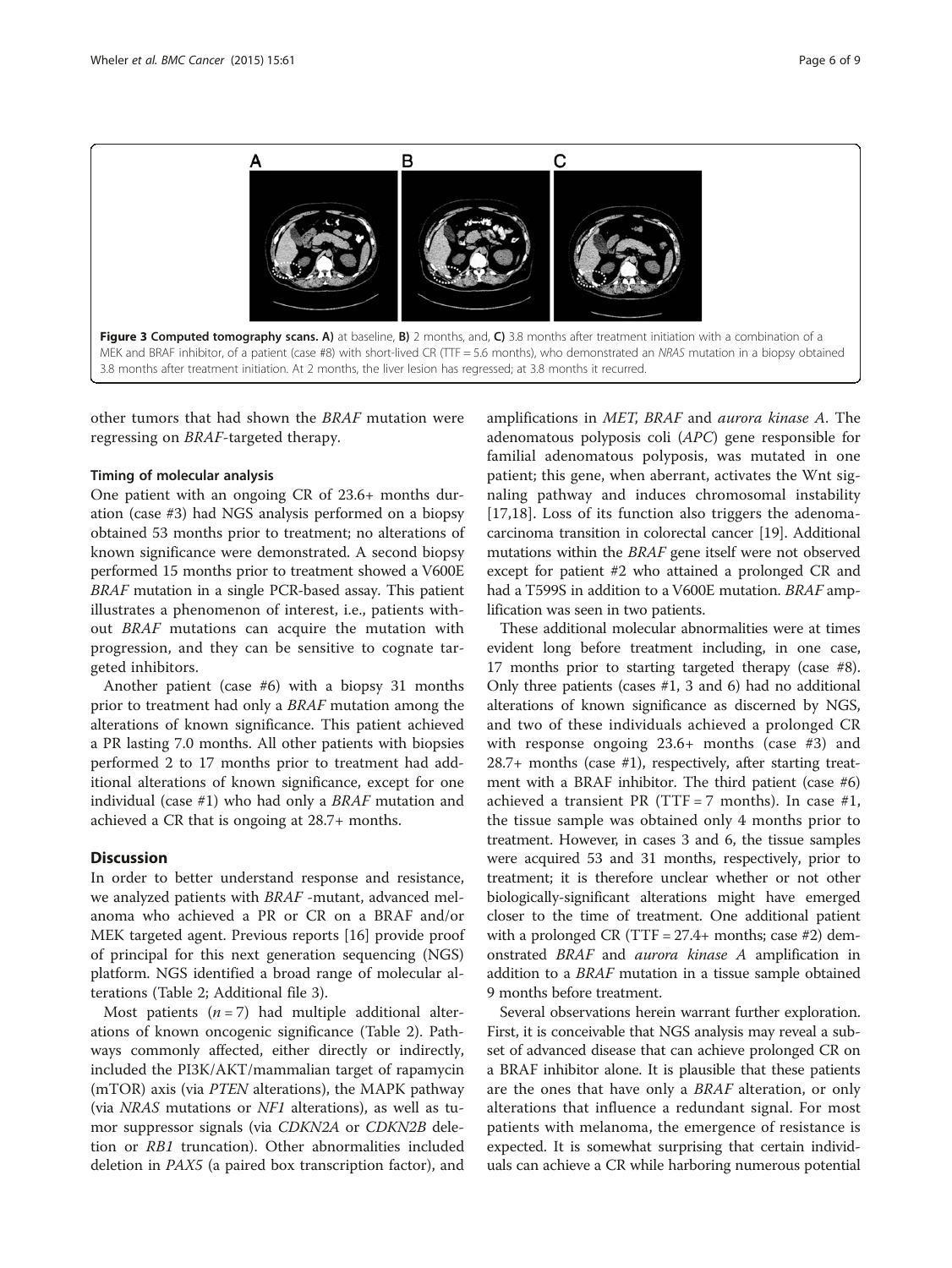**Figure 3 Computed tomography scans. A)** at baseline, **B)** 2 months, and, **C)** 3.8 months after treatment initiation with a combination of a MEK and BRAF inhibitor, of a patient (case #8) with short-lived CR (TTF = 5.6 months), who demonstrated an *NRAS* mutation in a biopsy obtained 3.8 months after treatment initiation. At 2 months, the liver lesion has regressed; at 3.8 months it recurred.

other tumors that had shown the *BRAF* mutation were regressing on *BRAF*-targeted therapy.

#### Timing of molecular analysis

One patient with an ongoing CR of 23.6+ months duration (case #3) had NGS analysis performed on a biopsy obtained 53 months prior to treatment; no alterations of known significance were demonstrated. A second biopsy performed 15 months prior to treatment showed a V600E *BRAF* mutation in a single PCR-based assay. This patient illustrates a phenomenon of interest, i.e., patients without *BRAF* mutations can acquire the mutation with progression, and they can be sensitive to cognate targeted inhibitors.

Another patient (case #6) with a biopsy 31 months prior to treatment had only a *BRAF* mutation among the alterations of known significance. This patient achieved a PR lasting 7.0 months. All other patients with biopsies performed 2 to 17 months prior to treatment had additional alterations of known significance, except for one individual (case #1) who had only a *BRAF* mutation and achieved a CR that is ongoing at 28.7+ months.

## Discussion

In order to better understand response and resistance, we analyzed patients with *BRAF* -mutant, advanced melanoma who achieved a PR or CR on a BRAF and/or MEK targeted agent. Previous reports [16] provide proof of principal for this next generation sequencing (NGS) platform. NGS identified a broad range of molecular alterations (Table 2; Additional file 3).

Most patients ($n = 7$) had multiple additional alterations of known oncogenic significance (Table 2). Pathways commonly affected, either directly or indirectly, included the PI3K/AKT/mammalian target of rapamycin (mTOR) axis (via *PTEN* alterations), the MAPK pathway (via *NRAS* mutations or *NF1* alterations), as well as tumor suppressor signals (via *CDKN2A* or *CDKN2B* deletion or *RB1* truncation). Other abnormalities included deletion in *PAX5* (a paired box transcription factor), and amplifications in *MET*, *BRAF* and *aurora kinase A*. The adenomatous polyposis coli (*APC*) gene responsible for familial adenomatous polyposis, was mutated in one patient; this gene, when aberrant, activates the Wnt signaling pathway and induces chromosomal instability [17,18]. Loss of its function also triggers the adenoma-carcinoma transition in colorectal cancer [19]. Additional mutations within the *BRAF* gene itself were not observed except for patient #2 who attained a prolonged CR and had a T599S in addition to a V600E mutation. *BRAF* amplification was seen in two patients.

These additional molecular abnormalities were at times evident long before treatment including, in one case, 17 months prior to starting targeted therapy (case #8). Only three patients (cases #1, 3 and 6) had no additional alterations of known significance as discerned by NGS, and two of these individuals achieved a prolonged CR with response ongoing 23.6+ months (case #3) and 28.7+ months (case #1), respectively, after starting treatment with a BRAF inhibitor. The third patient (case #6) achieved a transient PR (TTF = 7 months). In case #1, the tissue sample was obtained only 4 months prior to treatment. However, in cases 3 and 6, the tissue samples were acquired 53 and 31 months, respectively, prior to treatment; it is therefore unclear whether or not other biologically-significant alterations might have emerged closer to the time of treatment. One additional patient with a prolonged CR (TTF = 27.4+ months; case #2) demonstrated *BRAF* and *aurora kinase A* amplification in addition to a *BRAF* mutation in a tissue sample obtained 9 months before treatment.

Several observations herein warrant further exploration. First, it is conceivable that NGS analysis may reveal a subset of advanced disease that can achieve prolonged CR on a BRAF inhibitor alone. It is plausible that these patients are the ones that have only a *BRAF* alteration, or only alterations that influence a redundant signal. For most patients with melanoma, the emergence of resistance is expected. It is somewhat surprising that certain individuals can achieve a CR while harboring numerous potential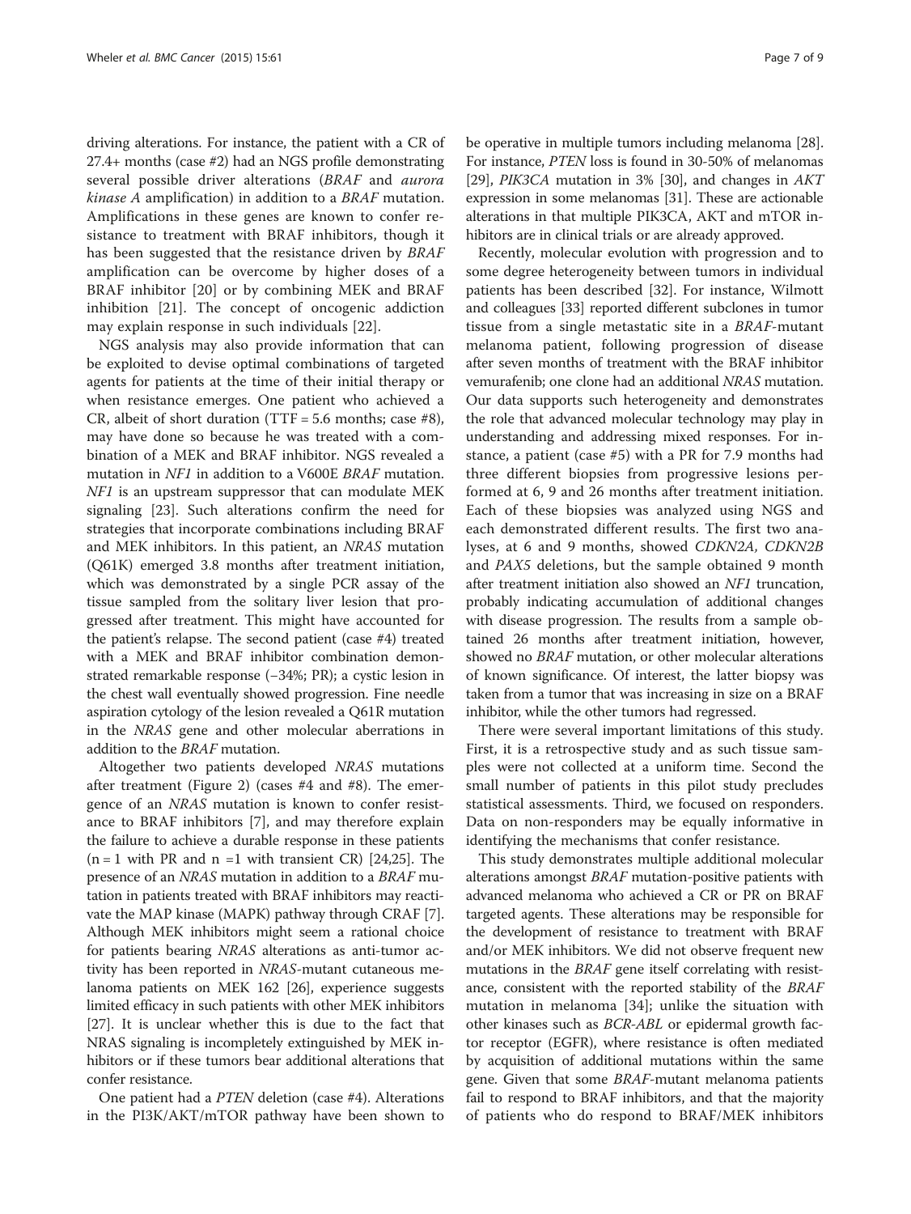driving alterations. For instance, the patient with a CR of 27.4+ months (case #2) had an NGS profile demonstrating several possible driver alterations (*BRAF* and *aurora kinase A* amplification) in addition to a *BRAF* mutation. Amplifications in these genes are known to confer resistance to treatment with BRAF inhibitors, though it has been suggested that the resistance driven by *BRAF* amplification can be overcome by higher doses of a BRAF inhibitor [20] or by combining MEK and BRAF inhibition [21]. The concept of oncogenic addiction may explain response in such individuals [22].

NGS analysis may also provide information that can be exploited to devise optimal combinations of targeted agents for patients at the time of their initial therapy or when resistance emerges. One patient who achieved a CR, albeit of short duration (TTF = 5.6 months; case #8), may have done so because he was treated with a combination of a MEK and BRAF inhibitor. NGS revealed a mutation in *NF1* in addition to a V600E *BRAF* mutation. *NF1* is an upstream suppressor that can modulate MEK signaling [23]. Such alterations confirm the need for strategies that incorporate combinations including BRAF and MEK inhibitors. In this patient, an *NRAS* mutation (Q61K) emerged 3.8 months after treatment initiation, which was demonstrated by a single PCR assay of the tissue sampled from the solitary liver lesion that progressed after treatment. This might have accounted for the patient's relapse. The second patient (case #4) treated with a MEK and BRAF inhibitor combination demonstrated remarkable response (−34%; PR); a cystic lesion in the chest wall eventually showed progression. Fine needle aspiration cytology of the lesion revealed a Q61R mutation in the *NRAS* gene and other molecular aberrations in addition to the *BRAF* mutation.

Altogether two patients developed *NRAS* mutations after treatment (Figure 2) (cases #4 and #8). The emergence of an *NRAS* mutation is known to confer resistance to BRAF inhibitors [7], and may therefore explain the failure to achieve a durable response in these patients (n = 1 with PR and n =1 with transient CR) [24,25]. The presence of an *NRAS* mutation in addition to a *BRAF* mutation in patients treated with BRAF inhibitors may reactivate the MAP kinase (MAPK) pathway through CRAF [7]. Although MEK inhibitors might seem a rational choice for patients bearing *NRAS* alterations as anti-tumor activity has been reported in *NRAS*-mutant cutaneous melanoma patients on MEK 162 [26], experience suggests limited efficacy in such patients with other MEK inhibitors [27]. It is unclear whether this is due to the fact that NRAS signaling is incompletely extinguished by MEK inhibitors or if these tumors bear additional alterations that confer resistance.

One patient had a *PTEN* deletion (case #4). Alterations in the PI3K/AKT/mTOR pathway have been shown to be operative in multiple tumors including melanoma [28]. For instance, *PTEN* loss is found in 30-50% of melanomas [29], *PIK3CA* mutation in 3% [30], and changes in *AKT* expression in some melanomas [31]. These are actionable alterations in that multiple PIK3CA, AKT and mTOR inhibitors are in clinical trials or are already approved.

Recently, molecular evolution with progression and to some degree heterogeneity between tumors in individual patients has been described [32]. For instance, Wilmott and colleagues [33] reported different subclones in tumor tissue from a single metastatic site in a *BRAF*-mutant melanoma patient, following progression of disease after seven months of treatment with the BRAF inhibitor vemurafenib; one clone had an additional *NRAS* mutation. Our data supports such heterogeneity and demonstrates the role that advanced molecular technology may play in understanding and addressing mixed responses. For instance, a patient (case #5) with a PR for 7.9 months had three different biopsies from progressive lesions performed at 6, 9 and 26 months after treatment initiation. Each of these biopsies was analyzed using NGS and each demonstrated different results. The first two analyses, at 6 and 9 months, showed *CDKN2A, CDKN2B* and *PAX5* deletions, but the sample obtained 9 month after treatment initiation also showed an *NF1* truncation, probably indicating accumulation of additional changes with disease progression. The results from a sample obtained 26 months after treatment initiation, however, showed no *BRAF* mutation, or other molecular alterations of known significance. Of interest, the latter biopsy was taken from a tumor that was increasing in size on a BRAF inhibitor, while the other tumors had regressed.

There were several important limitations of this study. First, it is a retrospective study and as such tissue samples were not collected at a uniform time. Second the small number of patients in this pilot study precludes statistical assessments. Third, we focused on responders. Data on non-responders may be equally informative in identifying the mechanisms that confer resistance.

This study demonstrates multiple additional molecular alterations amongst *BRAF* mutation-positive patients with advanced melanoma who achieved a CR or PR on BRAF targeted agents. These alterations may be responsible for the development of resistance to treatment with BRAF and/or MEK inhibitors. We did not observe frequent new mutations in the *BRAF* gene itself correlating with resistance, consistent with the reported stability of the *BRAF* mutation in melanoma [34]; unlike the situation with other kinases such as *BCR-ABL* or epidermal growth factor receptor (EGFR), where resistance is often mediated by acquisition of additional mutations within the same gene. Given that some *BRAF*-mutant melanoma patients fail to respond to BRAF inhibitors, and that the majority of patients who do respond to BRAF/MEK inhibitors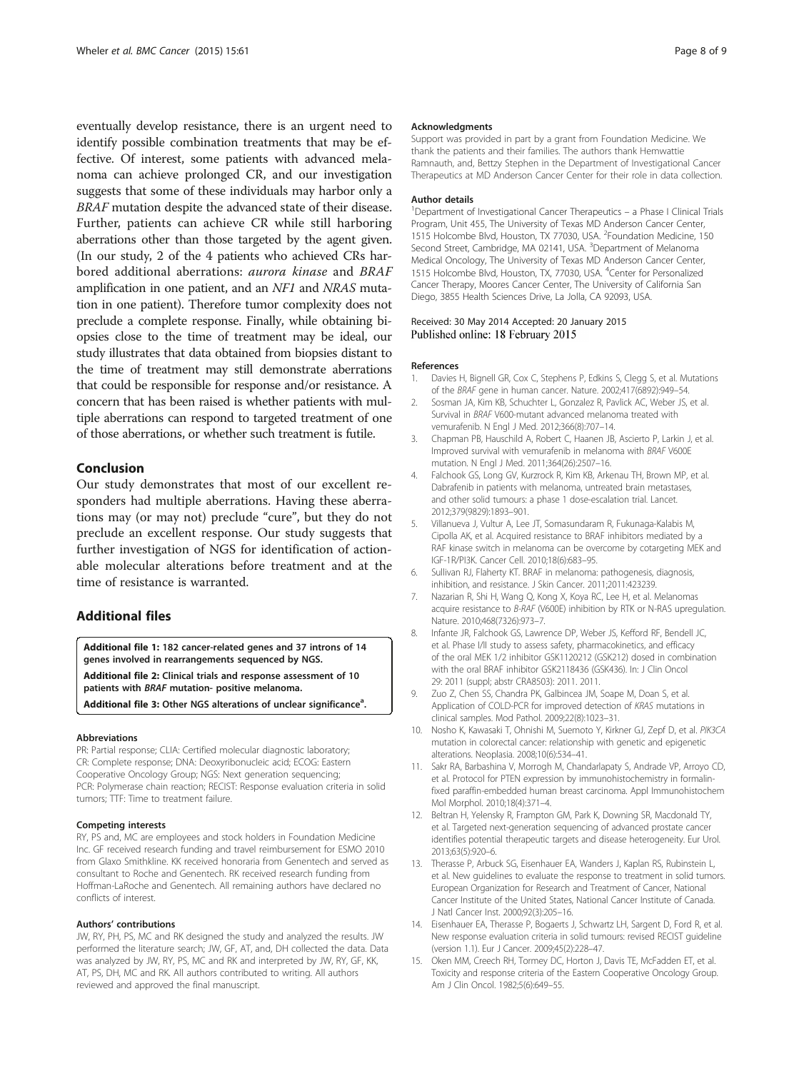eventually develop resistance, there is an urgent need to identify possible combination treatments that may be effective. Of interest, some patients with advanced melanoma can achieve prolonged CR, and our investigation suggests that some of these individuals may harbor only a *BRAF* mutation despite the advanced state of their disease. Further, patients can achieve CR while still harboring aberrations other than those targeted by the agent given. (In our study, 2 of the 4 patients who achieved CRs harbored additional aberrations: *aurora kinase* and *BRAF* amplification in one patient, and an *NF1* and *NRAS* mutation in one patient). Therefore tumor complexity does not preclude a complete response. Finally, while obtaining biopsies close to the time of treatment may be ideal, our study illustrates that data obtained from biopsies distant to the time of treatment may still demonstrate aberrations that could be responsible for response and/or resistance. A concern that has been raised is whether patients with multiple aberrations can respond to targeted treatment of one of those aberrations, or whether such treatment is futile.

## Conclusion

Our study demonstrates that most of our excellent responders had multiple aberrations. Having these aberrations may (or may not) preclude "cure", but they do not preclude an excellent response. Our study suggests that further investigation of NGS for identification of actionable molecular alterations before treatment and at the time of resistance is warranted.

## Additional files

**Additional file 1: 182 cancer-related genes and 37 introns of 14 genes involved in rearrangements sequenced by NGS.**

**Additional file 2: Clinical trials and response assessment of 10 patients with *BRAF* mutation- positive melanoma.**

**Additional file 3: Other NGS alterations of unclear significance[a].**

#### Abbreviations

PR: Partial response; CLIA: Certified molecular diagnostic laboratory; CR: Complete response; DNA: Deoxyribonucleic acid; ECOG: Eastern Cooperative Oncology Group; NGS: Next generation sequencing; PCR: Polymerase chain reaction; RECIST: Response evaluation criteria in solid tumors; TTF: Time to treatment failure.

#### Competing interests

RY, PS and, MC are employees and stock holders in Foundation Medicine Inc. GF received research funding and travel reimbursement for ESMO 2010 from Glaxo Smithkline. KK received honoraria from Genentech and served as consultant to Roche and Genentech. RK received research funding from Hoffman-LaRoche and Genentech. All remaining authors have declared no conflicts of interest.

#### Authors' contributions

JW, RY, PH, PS, MC and RK designed the study and analyzed the results. JW performed the literature search; JW, GF, AT, and, DH collected the data. Data was analyzed by JW, RY, PS, MC and RK and interpreted by JW, RY, GF, KK, AT, PS, DH, MC and RK. All authors contributed to writing. All authors reviewed and approved the final manuscript.

#### Acknowledgments

Support was provided in part by a grant from Foundation Medicine. We thank the patients and their families. The authors thank Hemwattie Ramnauth, and, Bettzy Stephen in the Department of Investigational Cancer Therapeutics at MD Anderson Cancer Center for their role in data collection.

#### Author details

[1]Department of Investigational Cancer Therapeutics – a Phase I Clinical Trials Program, Unit 455, The University of Texas MD Anderson Cancer Center, 1515 Holcombe Blvd, Houston, TX 77030, USA. [2]Foundation Medicine, 150 Second Street, Cambridge, MA 02141, USA. [3]Department of Melanoma Medical Oncology, The University of Texas MD Anderson Cancer Center, 1515 Holcombe Blvd, Houston, TX, 77030, USA. [4]Center for Personalized Cancer Therapy, Moores Cancer Center, The University of California San Diego, 3855 Health Sciences Drive, La Jolla, CA 92093, USA.

Received: 30 May 2014 Accepted: 20 January 2015
Published online: 18 February 2015

#### References

1. Davies H, Bignell GR, Cox C, Stephens P, Edkins S, Clegg S, et al. Mutations of the *BRAF* gene in human cancer. Nature. 2002;417(6892):949–54.
2. Sosman JA, Kim KB, Schuchter L, Gonzalez R, Pavlick AC, Weber JS, et al. Survival in *BRAF* V600-mutant advanced melanoma treated with vemurafenib. N Engl J Med. 2012;366(8):707–14.
3. Chapman PB, Hauschild A, Robert C, Haanen JB, Ascierto P, Larkin J, et al. Improved survival with vemurafenib in melanoma with *BRAF* V600E mutation. N Engl J Med. 2011;364(26):2507–16.
4. Falchook GS, Long GV, Kurzrock R, Kim KB, Arkenau TH, Brown MP, et al. Dabrafenib in patients with melanoma, untreated brain metastases, and other solid tumours: a phase 1 dose-escalation trial. Lancet. 2012;379(9829):1893–901.
5. Villanueva J, Vultur A, Lee JT, Somasundaram R, Fukunaga-Kalabis M, Cipolla AK, et al. Acquired resistance to BRAF inhibitors mediated by a RAF kinase switch in melanoma can be overcome by cotargeting MEK and IGF-1R/PI3K. Cancer Cell. 2010;18(6):683–95.
6. Sullivan RJ, Flaherty KT. BRAF in melanoma: pathogenesis, diagnosis, inhibition, and resistance. J Skin Cancer. 2011;2011:423239.
7. Nazarian R, Shi H, Wang Q, Kong X, Koya RC, Lee H, et al. Melanomas acquire resistance to *B-RAF* (V600E) inhibition by RTK or N-RAS upregulation. Nature. 2010;468(7326):973–7.
8. Infante JR, Falchook GS, Lawrence DP, Weber JS, Kefford RF, Bendell JC, et al. Phase I/II study to assess safety, pharmacokinetics, and efficacy of the oral MEK 1/2 inhibitor GSK1120212 (GSK212) dosed in combination with the oral BRAF inhibitor GSK2118436 (GSK436). In: J Clin Oncol 29: 2011 (suppl; abstr CRA8503): 2011. 2011.
9. Zuo Z, Chen SS, Chandra PK, Galbincea JM, Soape M, Doan S, et al. Application of COLD-PCR for improved detection of *KRAS* mutations in clinical samples. Mod Pathol. 2009;22(8):1023–31.
10. Nosho K, Kawasaki T, Ohnishi M, Suemoto Y, Kirkner GJ, Zepf D, et al. *PIK3CA* mutation in colorectal cancer: relationship with genetic and epigenetic alterations. Neoplasia. 2008;10(6):534–41.
11. Sakr RA, Barbashina V, Morrogh M, Chandarlapaty S, Andrade VP, Arroyo CD, et al. Protocol for PTEN expression by immunohistochemistry in formalin-fixed paraffin-embedded human breast carcinoma. Appl Immunohistochem Mol Morphol. 2010;18(4):371–4.
12. Beltran H, Yelensky R, Frampton GM, Park K, Downing SR, Macdonald TY, et al. Targeted next-generation sequencing of advanced prostate cancer identifies potential therapeutic targets and disease heterogeneity. Eur Urol. 2013;63(5):920–6.
13. Therasse P, Arbuck SG, Eisenhauer EA, Wanders J, Kaplan RS, Rubinstein L, et al. New guidelines to evaluate the response to treatment in solid tumors. European Organization for Research and Treatment of Cancer, National Cancer Institute of the United States, National Cancer Institute of Canada. J Natl Cancer Inst. 2000;92(3):205–16.
14. Eisenhauer EA, Therasse P, Bogaerts J, Schwartz LH, Sargent D, Ford R, et al. New response evaluation criteria in solid tumours: revised RECIST guideline (version 1.1). Eur J Cancer. 2009;45(2):228–47.
15. Oken MM, Creech RH, Tormey DC, Horton J, Davis TE, McFadden ET, et al. Toxicity and response criteria of the Eastern Cooperative Oncology Group. Am J Clin Oncol. 1982;5(6):649–55.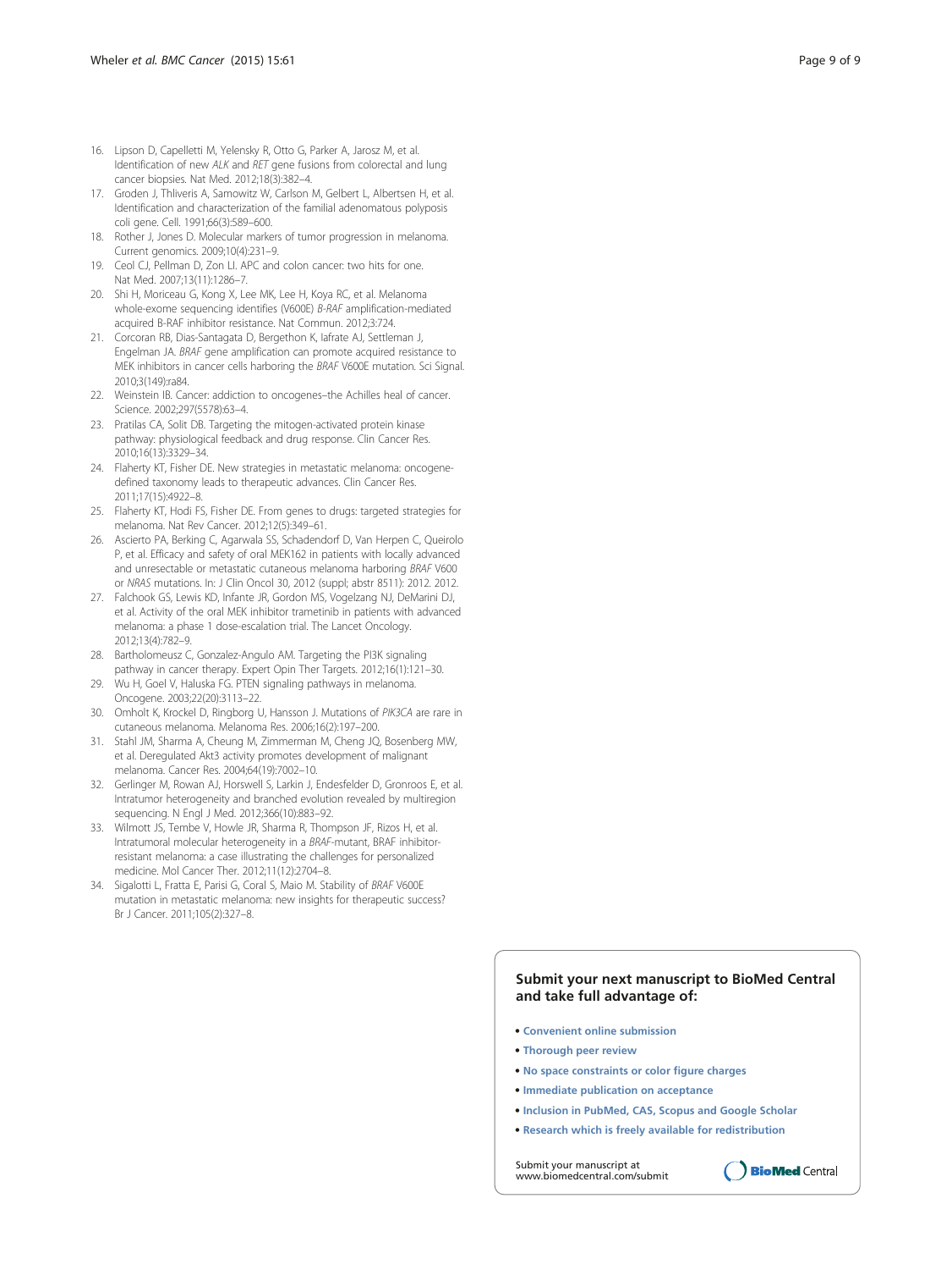16. Lipson D, Capelletti M, Yelensky R, Otto G, Parker A, Jarosz M, et al. Identification of new *ALK* and *RET* gene fusions from colorectal and lung cancer biopsies. Nat Med. 2012;18(3):382–4.
17. Groden J, Thliveris A, Samowitz W, Carlson M, Gelbert L, Albertsen H, et al. Identification and characterization of the familial adenomatous polyposis coli gene. Cell. 1991;66(3):589–600.
18. Rother J, Jones D. Molecular markers of tumor progression in melanoma. Current genomics. 2009;10(4):231–9.
19. Ceol CJ, Pellman D, Zon LI. APC and colon cancer: two hits for one. Nat Med. 2007;13(11):1286–7.
20. Shi H, Moriceau G, Kong X, Lee MK, Lee H, Koya RC, et al. Melanoma whole-exome sequencing identifies (V600E) *B-RAF* amplification-mediated acquired B-RAF inhibitor resistance. Nat Commun. 2012;3:724.
21. Corcoran RB, Dias-Santagata D, Bergethon K, Iafrate AJ, Settleman J, Engelman JA. *BRAF* gene amplification can promote acquired resistance to MEK inhibitors in cancer cells harboring the *BRAF* V600E mutation. Sci Signal. 2010;3(149):ra84.
22. Weinstein IB. Cancer: addiction to oncogenes–the Achilles heal of cancer. Science. 2002;297(5578):63–4.
23. Pratilas CA, Solit DB. Targeting the mitogen-activated protein kinase pathway: physiological feedback and drug response. Clin Cancer Res. 2010;16(13):3329–34.
24. Flaherty KT, Fisher DE. New strategies in metastatic melanoma: oncogene-defined taxonomy leads to therapeutic advances. Clin Cancer Res. 2011;17(15):4922–8.
25. Flaherty KT, Hodi FS, Fisher DE. From genes to drugs: targeted strategies for melanoma. Nat Rev Cancer. 2012;12(5):349–61.
26. Ascierto PA, Berking C, Agarwala SS, Schadendorf D, Van Herpen C, Queirolo P, et al. Efficacy and safety of oral MEK162 in patients with locally advanced and unresectable or metastatic cutaneous melanoma harboring *BRAF* V600 or *NRAS* mutations. In: J Clin Oncol 30, 2012 (suppl; abstr 8511): 2012. 2012.
27. Falchook GS, Lewis KD, Infante JR, Gordon MS, Vogelzang NJ, DeMarini DJ, et al. Activity of the oral MEK inhibitor trametinib in patients with advanced melanoma: a phase 1 dose-escalation trial. The Lancet Oncology. 2012;13(4):782–9.
28. Bartholomeusz C, Gonzalez-Angulo AM. Targeting the PI3K signaling pathway in cancer therapy. Expert Opin Ther Targets. 2012;16(1):121–30.
29. Wu H, Goel V, Haluska FG. PTEN signaling pathways in melanoma. Oncogene. 2003;22(20):3113–22.
30. Omholt K, Krockel D, Ringborg U, Hansson J. Mutations of *PIK3CA* are rare in cutaneous melanoma. Melanoma Res. 2006;16(2):197–200.
31. Stahl JM, Sharma A, Cheung M, Zimmerman M, Cheng JQ, Bosenberg MW, et al. Deregulated Akt3 activity promotes development of malignant melanoma. Cancer Res. 2004;64(19):7002–10.
32. Gerlinger M, Rowan AJ, Horswell S, Larkin J, Endesfelder D, Gronroos E, et al. Intratumor heterogeneity and branched evolution revealed by multiregion sequencing. N Engl J Med. 2012;366(10):883–92.
33. Wilmott JS, Tembe V, Howle JR, Sharma R, Thompson JF, Rizos H, et al. Intratumoral molecular heterogeneity in a *BRAF*-mutant, BRAF inhibitor-resistant melanoma: a case illustrating the challenges for personalized medicine. Mol Cancer Ther. 2012;11(12):2704–8.
34. Sigalotti L, Fratta E, Parisi G, Coral S, Maio M. Stability of *BRAF* V600E mutation in metastatic melanoma: new insights for therapeutic success? Br J Cancer. 2011;105(2):327–8.

**Submit your next manuscript to BioMed Central and take full advantage of:**

- **Convenient online submission**
- **Thorough peer review**
- **No space constraints or color figure charges**
- **Immediate publication on acceptance**
- **Inclusion in PubMed, CAS, Scopus and Google Scholar**
- **Research which is freely available for redistribution**

Submit your manuscript at
www.biomedcentral.com/submit

BioMed Central